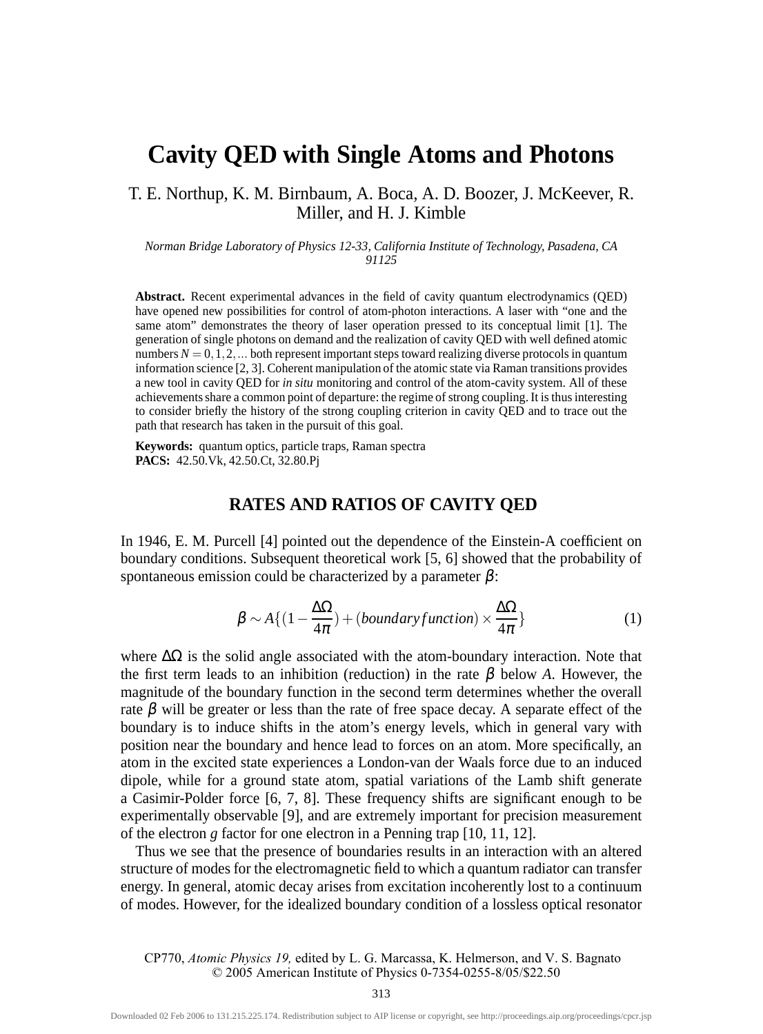# Cavity QED with Single Atoms and Photons

T. E. Northup, K. M. Birnbaum, A. Boca, A. D. Boozer, J. McKeever, R. Miller, and H. J. Kimble

*Norman Bridge Laboratory of Physics 12-33, California Institute of Technology, Pasadena, CA 91125*

**Abstract.** Recent experimental advances in the field of cavity quantum electrodynamics (QED) have opened new possibilities for control of atom-photon interactions. A laser with "one and the same atom" demonstrates the theory of laser operation pressed to its conceptual limit [1]. The generation of single photons on demand and the realization of cavity QED with well defined atomic numbers $N = 0, 1, 2, \ldots$ both represent important steps toward realizing diverse protocols in quantum information science [2, 3]. Coherent manipulation of the atomic state via Raman transitions provides a new tool in cavity QED for *in situ* monitoring and control of the atom-cavity system. All of these achievements share a common point of departure: the regime of strong coupling. It is thus interesting to consider briefly the history of the strong coupling criterion in cavity QED and to trace out the path that research has taken in the pursuit of this goal.

**Keywords:** quantum optics, particle traps, Raman spectra
**PACS:** 42.50.Vk, 42.50.Ct, 32.80.Pj

## RATES AND RATIOS OF CAVITY QED

In 1946, E. M. Purcell [4] pointed out the dependence of the Einstein-A coefficient on boundary conditions. Subsequent theoretical work [5, 6] showed that the probability of spontaneous emission could be characterized by a parameter $\beta$:

$$\beta \sim A\{(1 - \frac{\Delta\Omega}{4\pi}) + (boundary\, function) \times \frac{\Delta\Omega}{4\pi}\} \tag{1}$$

where $\Delta\Omega$ is the solid angle associated with the atom-boundary interaction. Note that the first term leads to an inhibition (reduction) in the rate $\beta$ below $A$. However, the magnitude of the boundary function in the second term determines whether the overall rate $\beta$ will be greater or less than the rate of free space decay. A separate effect of the boundary is to induce shifts in the atom's energy levels, which in general vary with position near the boundary and hence lead to forces on an atom. More specifically, an atom in the excited state experiences a London-van der Waals force due to an induced dipole, while for a ground state atom, spatial variations of the Lamb shift generate a Casimir-Polder force [6, 7, 8]. These frequency shifts are significant enough to be experimentally observable [9], and are extremely important for precision measurement of the electron $g$ factor for one electron in a Penning trap [10, 11, 12].

Thus we see that the presence of boundaries results in an interaction with an altered structure of modes for the electromagnetic field to which a quantum radiator can transfer energy. In general, atomic decay arises from excitation incoherently lost to a continuum of modes. However, for the idealized boundary condition of a lossless optical resonator

CP770, *Atomic Physics 19,* edited by L. G. Marcassa, K. Helmerson, and V. S. Bagnato
© 2005 American Institute of Physics 0-7354-0255-8/05/$22.50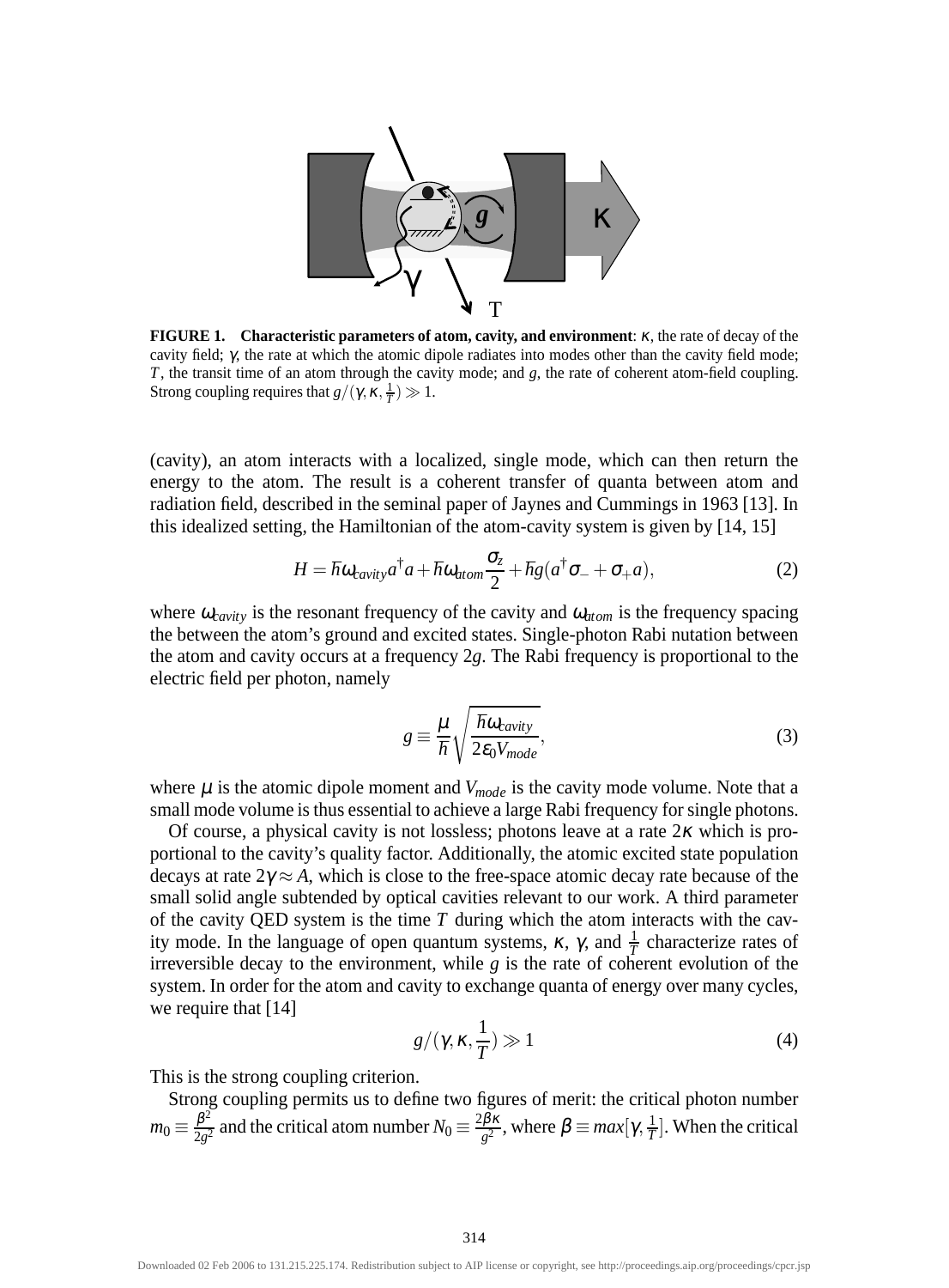**FIGURE 1. Characteristic parameters of atom, cavity, and environment**: $\kappa$, the rate of decay of the cavity field; $\gamma$, the rate at which the atomic dipole radiates into modes other than the cavity field mode; $T$, the transit time of an atom through the cavity mode; and $g$, the rate of coherent atom-field coupling. Strong coupling requires that $g/(\gamma, \kappa, \frac{1}{T}) \gg 1$.

(cavity), an atom interacts with a localized, single mode, which can then return the energy to the atom. The result is a coherent transfer of quanta between atom and radiation field, described in the seminal paper of Jaynes and Cummings in 1963 [13]. In this idealized setting, the Hamiltonian of the atom-cavity system is given by [14, 15]

$$H = \hbar\omega_{cavity} a^{\dagger} a + \hbar\omega_{atom} \frac{\sigma_z}{2} + \hbar g (a^{\dagger}\sigma_{-} + \sigma_{+} a), \tag{2}$$

where $\omega_{cavity}$ is the resonant frequency of the cavity and $\omega_{atom}$ is the frequency spacing the between the atom's ground and excited states. Single-photon Rabi nutation between the atom and cavity occurs at a frequency $2g$. The Rabi frequency is proportional to the electric field per photon, namely

$$g \equiv \frac{\mu}{\hbar} \sqrt{\frac{\hbar\omega_{cavity}}{2\varepsilon_0 V_{mode}}}, \tag{3}$$

where $\mu$ is the atomic dipole moment and $V_{mode}$ is the cavity mode volume. Note that a small mode volume is thus essential to achieve a large Rabi frequency for single photons.

Of course, a physical cavity is not lossless; photons leave at a rate $2\kappa$ which is proportional to the cavity's quality factor. Additionally, the atomic excited state population decays at rate $2\gamma \approx A$, which is close to the free-space atomic decay rate because of the small solid angle subtended by optical cavities relevant to our work. A third parameter of the cavity QED system is the time $T$ during which the atom interacts with the cavity mode. In the language of open quantum systems, $\kappa$, $\gamma$, and $\frac{1}{T}$ characterize rates of irreversible decay to the environment, while $g$ is the rate of coherent evolution of the system. In order for the atom and cavity to exchange quanta of energy over many cycles, we require that [14]

$$g/(\gamma, \kappa, \frac{1}{T}) \gg 1 \tag{4}$$

This is the strong coupling criterion.

Strong coupling permits us to define two figures of merit: the critical photon number $m_0 \equiv \frac{\beta^2}{2g^2}$ and the critical atom number $N_0 \equiv \frac{2\beta\kappa}{g^2}$, where $\beta \equiv max[\gamma, \frac{1}{T}]$. When the critical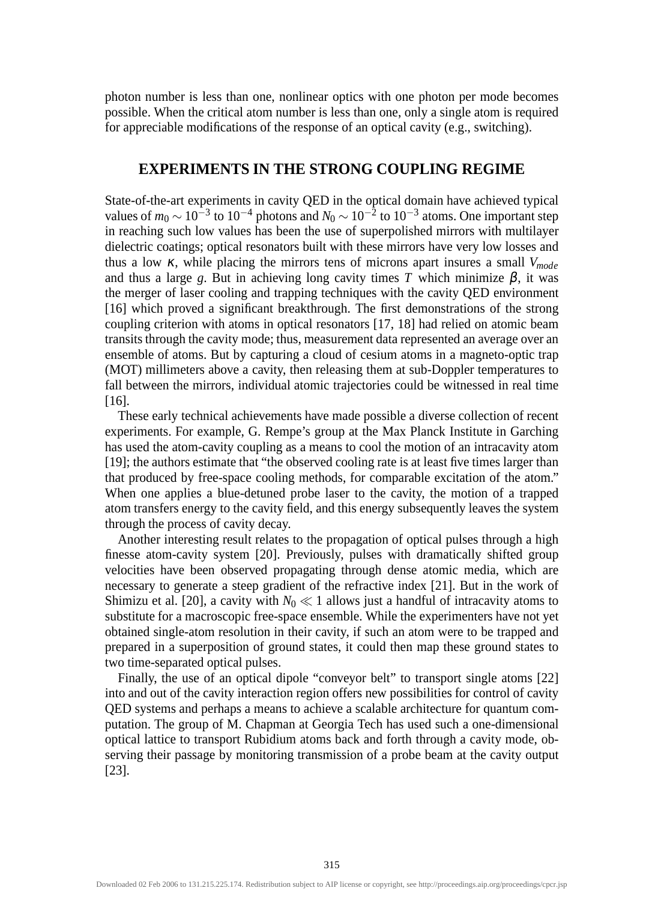photon number is less than one, nonlinear optics with one photon per mode becomes possible. When the critical atom number is less than one, only a single atom is required for appreciable modifications of the response of an optical cavity (e.g., switching).

## EXPERIMENTS IN THE STRONG COUPLING REGIME

State-of-the-art experiments in cavity QED in the optical domain have achieved typical values of $m_0 \sim 10^{-3}$ to $10^{-4}$ photons and $N_0 \sim 10^{-2}$ to $10^{-3}$ atoms. One important step in reaching such low values has been the use of superpolished mirrors with multilayer dielectric coatings; optical resonators built with these mirrors have very low losses and thus a low $\kappa$, while placing the mirrors tens of microns apart insures a small $V_{mode}$ and thus a large $g$. But in achieving long cavity times $T$ which minimize $\beta$, it was the merger of laser cooling and trapping techniques with the cavity QED environment [16] which proved a significant breakthrough. The first demonstrations of the strong coupling criterion with atoms in optical resonators [17, 18] had relied on atomic beam transits through the cavity mode; thus, measurement data represented an average over an ensemble of atoms. But by capturing a cloud of cesium atoms in a magneto-optic trap (MOT) millimeters above a cavity, then releasing them at sub-Doppler temperatures to fall between the mirrors, individual atomic trajectories could be witnessed in real time [16].

These early technical achievements have made possible a diverse collection of recent experiments. For example, G. Rempe's group at the Max Planck Institute in Garching has used the atom-cavity coupling as a means to cool the motion of an intracavity atom [19]; the authors estimate that "the observed cooling rate is at least five times larger than that produced by free-space cooling methods, for comparable excitation of the atom." When one applies a blue-detuned probe laser to the cavity, the motion of a trapped atom transfers energy to the cavity field, and this energy subsequently leaves the system through the process of cavity decay.

Another interesting result relates to the propagation of optical pulses through a high finesse atom-cavity system [20]. Previously, pulses with dramatically shifted group velocities have been observed propagating through dense atomic media, which are necessary to generate a steep gradient of the refractive index [21]. But in the work of Shimizu et al. [20], a cavity with $N_0 \ll 1$ allows just a handful of intracavity atoms to substitute for a macroscopic free-space ensemble. While the experimenters have not yet obtained single-atom resolution in their cavity, if such an atom were to be trapped and prepared in a superposition of ground states, it could then map these ground states to two time-separated optical pulses.

Finally, the use of an optical dipole "conveyor belt" to transport single atoms [22] into and out of the cavity interaction region offers new possibilities for control of cavity QED systems and perhaps a means to achieve a scalable architecture for quantum computation. The group of M. Chapman at Georgia Tech has used such a one-dimensional optical lattice to transport Rubidium atoms back and forth through a cavity mode, observing their passage by monitoring transmission of a probe beam at the cavity output [23].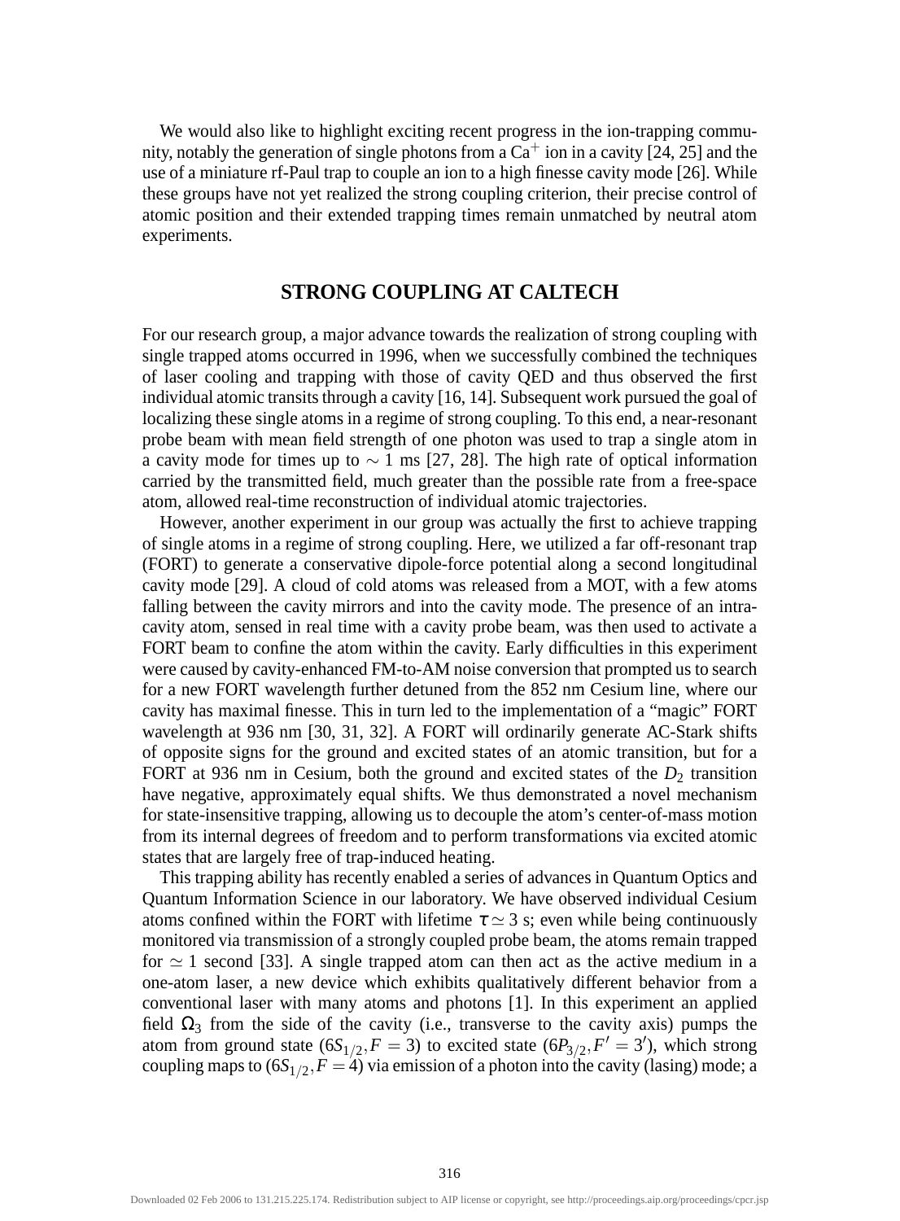We would also like to highlight exciting recent progress in the ion-trapping community, notably the generation of single photons from a $Ca^{+}$ ion in a cavity [24, 25] and the use of a miniature rf-Paul trap to couple an ion to a high finesse cavity mode [26]. While these groups have not yet realized the strong coupling criterion, their precise control of atomic position and their extended trapping times remain unmatched by neutral atom experiments.

## STRONG COUPLING AT CALTECH

For our research group, a major advance towards the realization of strong coupling with single trapped atoms occurred in 1996, when we successfully combined the techniques of laser cooling and trapping with those of cavity QED and thus observed the first individual atomic transits through a cavity [16, 14]. Subsequent work pursued the goal of localizing these single atoms in a regime of strong coupling. To this end, a near-resonant probe beam with mean field strength of one photon was used to trap a single atom in a cavity mode for times up to $\sim 1$ ms [27, 28]. The high rate of optical information carried by the transmitted field, much greater than the possible rate from a free-space atom, allowed real-time reconstruction of individual atomic trajectories.

However, another experiment in our group was actually the first to achieve trapping of single atoms in a regime of strong coupling. Here, we utilized a far off-resonant trap (FORT) to generate a conservative dipole-force potential along a second longitudinal cavity mode [29]. A cloud of cold atoms was released from a MOT, with a few atoms falling between the cavity mirrors and into the cavity mode. The presence of an intra-cavity atom, sensed in real time with a cavity probe beam, was then used to activate a FORT beam to confine the atom within the cavity. Early difficulties in this experiment were caused by cavity-enhanced FM-to-AM noise conversion that prompted us to search for a new FORT wavelength further detuned from the 852 nm Cesium line, where our cavity has maximal finesse. This in turn led to the implementation of a "magic" FORT wavelength at 936 nm [30, 31, 32]. A FORT will ordinarily generate AC-Stark shifts of opposite signs for the ground and excited states of an atomic transition, but for a FORT at 936 nm in Cesium, both the ground and excited states of the $D_2$ transition have negative, approximately equal shifts. We thus demonstrated a novel mechanism for state-insensitive trapping, allowing us to decouple the atom's center-of-mass motion from its internal degrees of freedom and to perform transformations via excited atomic states that are largely free of trap-induced heating.

This trapping ability has recently enabled a series of advances in Quantum Optics and Quantum Information Science in our laboratory. We have observed individual Cesium atoms confined within the FORT with lifetime $\tau \simeq 3$ s; even while being continuously monitored via transmission of a strongly coupled probe beam, the atoms remain trapped for $\simeq 1$ second [33]. A single trapped atom can then act as the active medium in a one-atom laser, a new device which exhibits qualitatively different behavior from a conventional laser with many atoms and photons [1]. In this experiment an applied field $\Omega_3$ from the side of the cavity (i.e., transverse to the cavity axis) pumps the atom from ground state $(6S_{1/2}, F = 3)$ to excited state $(6P_{3/2}, F' = 3')$, which strong coupling maps to $(6S_{1/2}, F = 4)$ via emission of a photon into the cavity (lasing) mode; a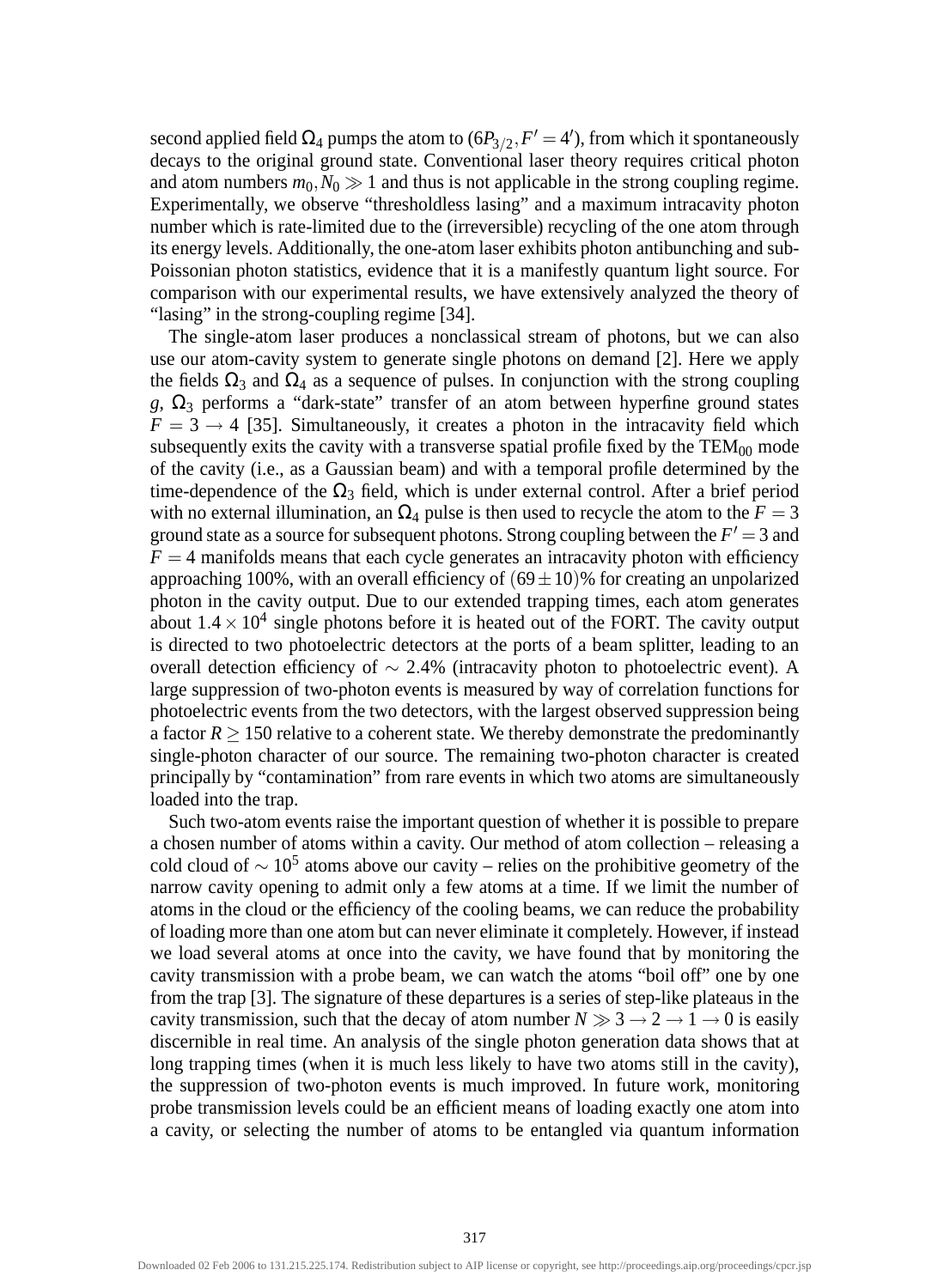second applied field $\Omega_4$ pumps the atom to $(6P_{3/2}, F' = 4')$, from which it spontaneously decays to the original ground state. Conventional laser theory requires critical photon and atom numbers $m_0, N_0 \gg 1$ and thus is not applicable in the strong coupling regime. Experimentally, we observe "thresholdless lasing" and a maximum intracavity photon number which is rate-limited due to the (irreversible) recycling of the one atom through its energy levels. Additionally, the one-atom laser exhibits photon antibunching and sub-Poissonian photon statistics, evidence that it is a manifestly quantum light source. For comparison with our experimental results, we have extensively analyzed the theory of "lasing" in the strong-coupling regime [34].

The single-atom laser produces a nonclassical stream of photons, but we can also use our atom-cavity system to generate single photons on demand [2]. Here we apply the fields $\Omega_3$ and $\Omega_4$ as a sequence of pulses. In conjunction with the strong coupling $g$, $\Omega_3$ performs a "dark-state" transfer of an atom between hyperfine ground states $F = 3 \rightarrow 4$ [35]. Simultaneously, it creates a photon in the intracavity field which subsequently exits the cavity with a transverse spatial profile fixed by the $\mathrm{TEM}_{00}$ mode of the cavity (i.e., as a Gaussian beam) and with a temporal profile determined by the time-dependence of the $\Omega_3$ field, which is under external control. After a brief period with no external illumination, an $\Omega_4$ pulse is then used to recycle the atom to the $F = 3$ ground state as a source for subsequent photons. Strong coupling between the $F' = 3$ and $F = 4$ manifolds means that each cycle generates an intracavity photon with efficiency approaching 100%, with an overall efficiency of $(69 \pm 10)\%$ for creating an unpolarized photon in the cavity output. Due to our extended trapping times, each atom generates about $1.4 \times 10^4$ single photons before it is heated out of the FORT. The cavity output is directed to two photoelectric detectors at the ports of a beam splitter, leading to an overall detection efficiency of $\sim 2.4\%$ (intracavity photon to photoelectric event). A large suppression of two-photon events is measured by way of correlation functions for photoelectric events from the two detectors, with the largest observed suppression being a factor $R \geq 150$ relative to a coherent state. We thereby demonstrate the predominantly single-photon character of our source. The remaining two-photon character is created principally by "contamination" from rare events in which two atoms are simultaneously loaded into the trap.

Such two-atom events raise the important question of whether it is possible to prepare a chosen number of atoms within a cavity. Our method of atom collection – releasing a cold cloud of $\sim 10^5$ atoms above our cavity – relies on the prohibitive geometry of the narrow cavity opening to admit only a few atoms at a time. If we limit the number of atoms in the cloud or the efficiency of the cooling beams, we can reduce the probability of loading more than one atom but can never eliminate it completely. However, if instead we load several atoms at once into the cavity, we have found that by monitoring the cavity transmission with a probe beam, we can watch the atoms "boil off" one by one from the trap [3]. The signature of these departures is a series of step-like plateaus in the cavity transmission, such that the decay of atom number $N \gg 3 \rightarrow 2 \rightarrow 1 \rightarrow 0$ is easily discernible in real time. An analysis of the single photon generation data shows that at long trapping times (when it is much less likely to have two atoms still in the cavity), the suppression of two-photon events is much improved. In future work, monitoring probe transmission levels could be an efficient means of loading exactly one atom into a cavity, or selecting the number of atoms to be entangled via quantum information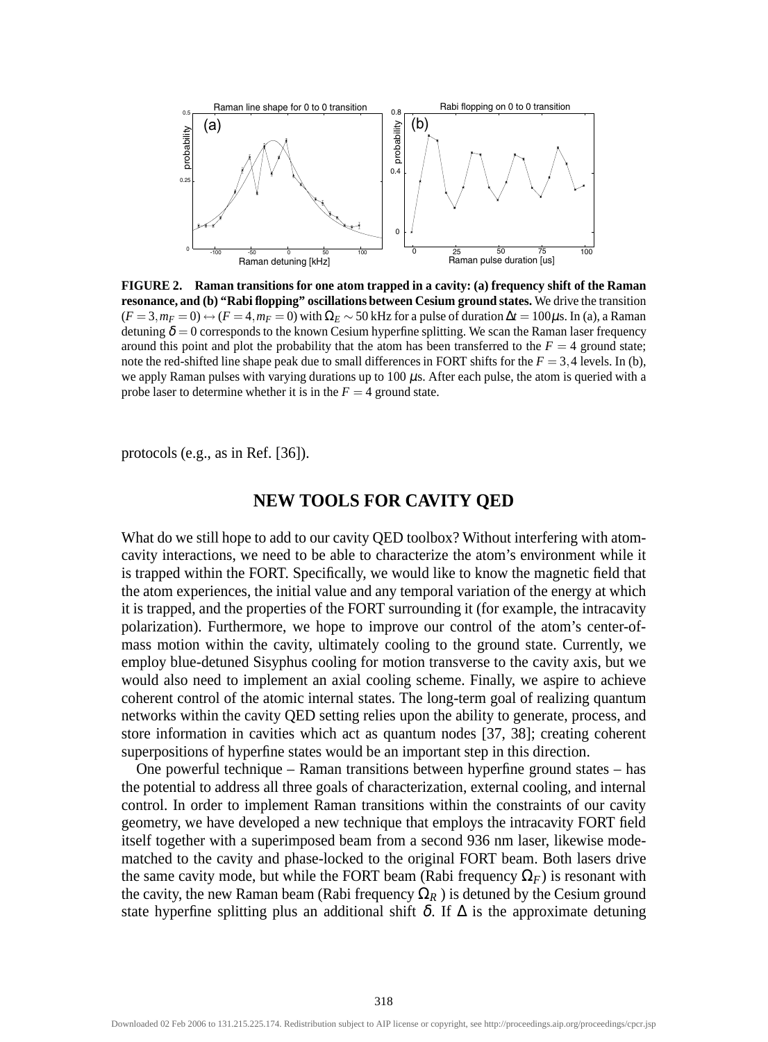**FIGURE 2. Raman transitions for one atom trapped in a cavity: (a) frequency shift of the Raman resonance, and (b) "Rabi flopping" oscillations between Cesium ground states.** We drive the transition $(F = 3, m_F = 0) \leftrightarrow (F = 4, m_F = 0)$ with $\Omega_E \sim 50$ kHz for a pulse of duration $\Delta t = 100\mu$s. In (a), a Raman detuning $\delta = 0$ corresponds to the known Cesium hyperfine splitting. We scan the Raman laser frequency around this point and plot the probability that the atom has been transferred to the $F = 4$ ground state; note the red-shifted line shape peak due to small differences in FORT shifts for the $F = 3, 4$ levels. In (b), we apply Raman pulses with varying durations up to 100 $\mu$s. After each pulse, the atom is queried with a probe laser to determine whether it is in the $F = 4$ ground state.

protocols (e.g., as in Ref. [36]).

## NEW TOOLS FOR CAVITY QED

What do we still hope to add to our cavity QED toolbox? Without interfering with atom-cavity interactions, we need to be able to characterize the atom's environment while it is trapped within the FORT. Specifically, we would like to know the magnetic field that the atom experiences, the initial value and any temporal variation of the energy at which it is trapped, and the properties of the FORT surrounding it (for example, the intracavity polarization). Furthermore, we hope to improve our control of the atom's center-of-mass motion within the cavity, ultimately cooling to the ground state. Currently, we employ blue-detuned Sisyphus cooling for motion transverse to the cavity axis, but we would also need to implement an axial cooling scheme. Finally, we aspire to achieve coherent control of the atomic internal states. The long-term goal of realizing quantum networks within the cavity QED setting relies upon the ability to generate, process, and store information in cavities which act as quantum nodes [37, 38]; creating coherent superpositions of hyperfine states would be an important step in this direction.

One powerful technique – Raman transitions between hyperfine ground states – has the potential to address all three goals of characterization, external cooling, and internal control. In order to implement Raman transitions within the constraints of our cavity geometry, we have developed a new technique that employs the intracavity FORT field itself together with a superimposed beam from a second 936 nm laser, likewise mode-matched to the cavity and phase-locked to the original FORT beam. Both lasers drive the same cavity mode, but while the FORT beam (Rabi frequency $\Omega_F$) is resonant with the cavity, the new Raman beam (Rabi frequency $\Omega_R$ ) is detuned by the Cesium ground state hyperfine splitting plus an additional shift $\delta$. If $\Delta$ is the approximate detuning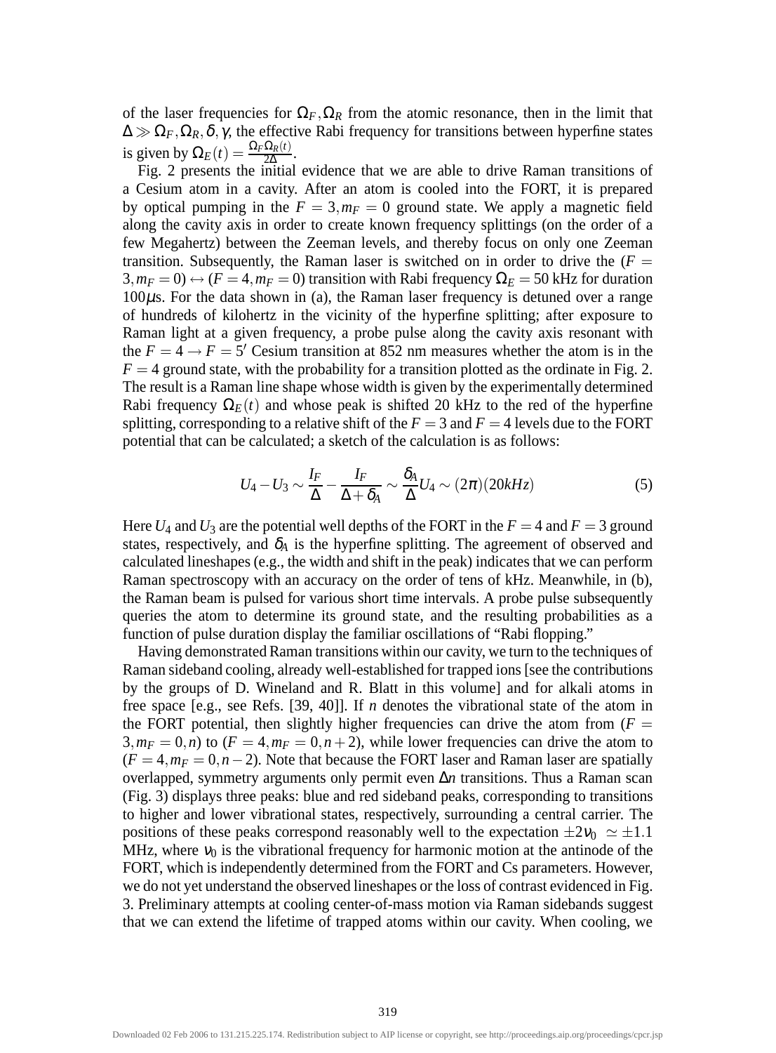of the laser frequencies for $\Omega_F, \Omega_R$ from the atomic resonance, then in the limit that $\Delta \gg \Omega_F, \Omega_R, \delta, \gamma$, the effective Rabi frequency for transitions between hyperfine states is given by $\Omega_E(t) = \frac{\Omega_F \Omega_R(t)}{2\Delta}$.

Fig. 2 presents the initial evidence that we are able to drive Raman transitions of a Cesium atom in a cavity. After an atom is cooled into the FORT, it is prepared by optical pumping in the $F = 3, m_F = 0$ ground state. We apply a magnetic field along the cavity axis in order to create known frequency splittings (on the order of a few Megahertz) between the Zeeman levels, and thereby focus on only one Zeeman transition. Subsequently, the Raman laser is switched on in order to drive the $(F = 3, m_F = 0) \leftrightarrow (F = 4, m_F = 0)$ transition with Rabi frequency $\Omega_E = 50$ kHz for duration $100\mu$s. For the data shown in (a), the Raman laser frequency is detuned over a range of hundreds of kilohertz in the vicinity of the hyperfine splitting; after exposure to Raman light at a given frequency, a probe pulse along the cavity axis resonant with the $F = 4 \rightarrow F = 5'$ Cesium transition at 852 nm measures whether the atom is in the $F = 4$ ground state, with the probability for a transition plotted as the ordinate in Fig. 2. The result is a Raman line shape whose width is given by the experimentally determined Rabi frequency $\Omega_E(t)$ and whose peak is shifted 20 kHz to the red of the hyperfine splitting, corresponding to a relative shift of the $F = 3$ and $F = 4$ levels due to the FORT potential that can be calculated; a sketch of the calculation is as follows:

$$U_4 - U_3 \sim \frac{I_F}{\Delta} - \frac{I_F}{\Delta + \delta_A} \sim \frac{\delta_A}{\Delta} U_4 \sim (2\pi)(20kHz) \tag{5}$$

Here $U_4$ and $U_3$ are the potential well depths of the FORT in the $F = 4$ and $F = 3$ ground states, respectively, and $\delta_A$ is the hyperfine splitting. The agreement of observed and calculated lineshapes (e.g., the width and shift in the peak) indicates that we can perform Raman spectroscopy with an accuracy on the order of tens of kHz. Meanwhile, in (b), the Raman beam is pulsed for various short time intervals. A probe pulse subsequently queries the atom to determine its ground state, and the resulting probabilities as a function of pulse duration display the familiar oscillations of "Rabi flopping."

Having demonstrated Raman transitions within our cavity, we turn to the techniques of Raman sideband cooling, already well-established for trapped ions [see the contributions by the groups of D. Wineland and R. Blatt in this volume] and for alkali atoms in free space [e.g., see Refs. [39, 40]]. If $n$ denotes the vibrational state of the atom in the FORT potential, then slightly higher frequencies can drive the atom from $(F = 3, m_F = 0, n)$ to $(F = 4, m_F = 0, n+2)$, while lower frequencies can drive the atom to $(F = 4, m_F = 0, n-2)$. Note that because the FORT laser and Raman laser are spatially overlapped, symmetry arguments only permit even $\Delta n$ transitions. Thus a Raman scan (Fig. 3) displays three peaks: blue and red sideband peaks, corresponding to transitions to higher and lower vibrational states, respectively, surrounding a central carrier. The positions of these peaks correspond reasonably well to the expectation $\pm 2\nu_0 \simeq \pm 1.1$ MHz, where $\nu_0$ is the vibrational frequency for harmonic motion at the antinode of the FORT, which is independently determined from the FORT and Cs parameters. However, we do not yet understand the observed lineshapes or the loss of contrast evidenced in Fig. 3. Preliminary attempts at cooling center-of-mass motion via Raman sidebands suggest that we can extend the lifetime of trapped atoms within our cavity. When cooling, we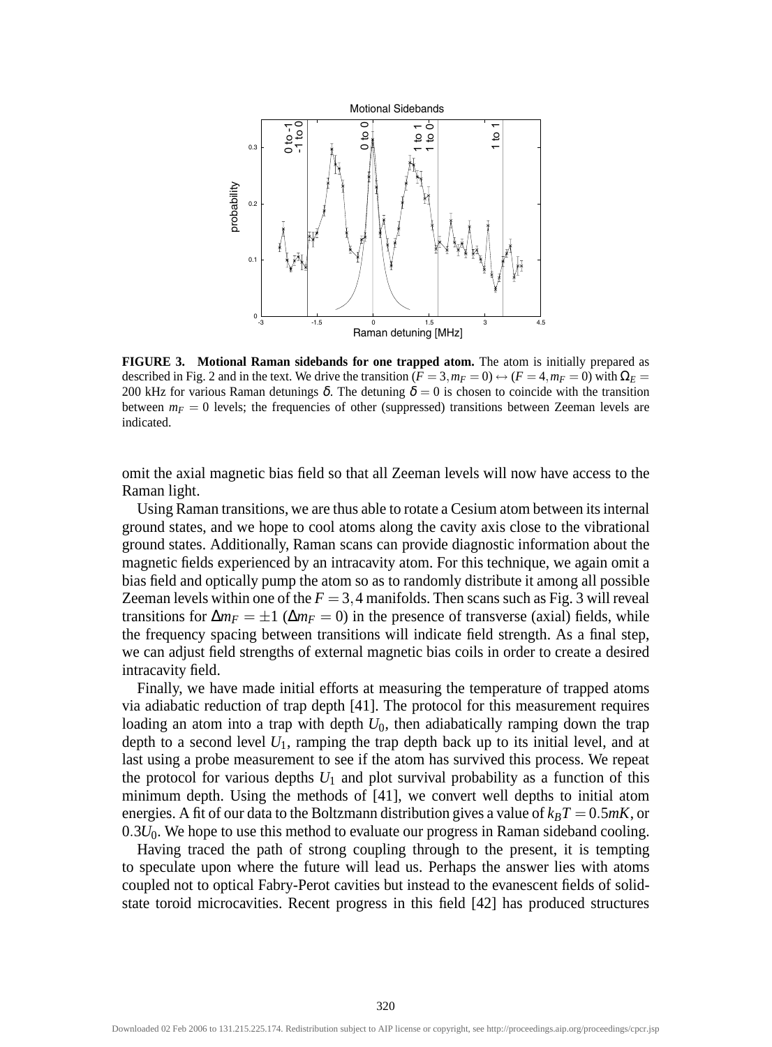**FIGURE 3. Motional Raman sidebands for one trapped atom.** The atom is initially prepared as described in Fig. 2 and in the text. We drive the transition $(F = 3, m_F = 0) \leftrightarrow (F = 4, m_F = 0)$ with $\Omega_E =$ 200 kHz for various Raman detunings $\delta$. The detuning $\delta = 0$ is chosen to coincide with the transition between $m_F = 0$ levels; the frequencies of other (suppressed) transitions between Zeeman levels are indicated.

omit the axial magnetic bias field so that all Zeeman levels will now have access to the Raman light.

Using Raman transitions, we are thus able to rotate a Cesium atom between its internal ground states, and we hope to cool atoms along the cavity axis close to the vibrational ground states. Additionally, Raman scans can provide diagnostic information about the magnetic fields experienced by an intracavity atom. For this technique, we again omit a bias field and optically pump the atom so as to randomly distribute it among all possible Zeeman levels within one of the $F = 3, 4$ manifolds. Then scans such as Fig. 3 will reveal transitions for $\Delta m_F = \pm 1$ ($\Delta m_F = 0$) in the presence of transverse (axial) fields, while the frequency spacing between transitions will indicate field strength. As a final step, we can adjust field strengths of external magnetic bias coils in order to create a desired intracavity field.

Finally, we have made initial efforts at measuring the temperature of trapped atoms via adiabatic reduction of trap depth [41]. The protocol for this measurement requires loading an atom into a trap with depth $U_0$, then adiabatically ramping down the trap depth to a second level $U_1$, ramping the trap depth back up to its initial level, and at last using a probe measurement to see if the atom has survived this process. We repeat the protocol for various depths $U_1$ and plot survival probability as a function of this minimum depth. Using the methods of [41], we convert well depths to initial atom energies. A fit of our data to the Boltzmann distribution gives a value of $k_B T = 0.5 mK$, or $0.3 U_0$. We hope to use this method to evaluate our progress in Raman sideband cooling.

Having traced the path of strong coupling through to the present, it is tempting to speculate upon where the future will lead us. Perhaps the answer lies with atoms coupled not to optical Fabry-Perot cavities but instead to the evanescent fields of solid-state toroid microcavities. Recent progress in this field [42] has produced structures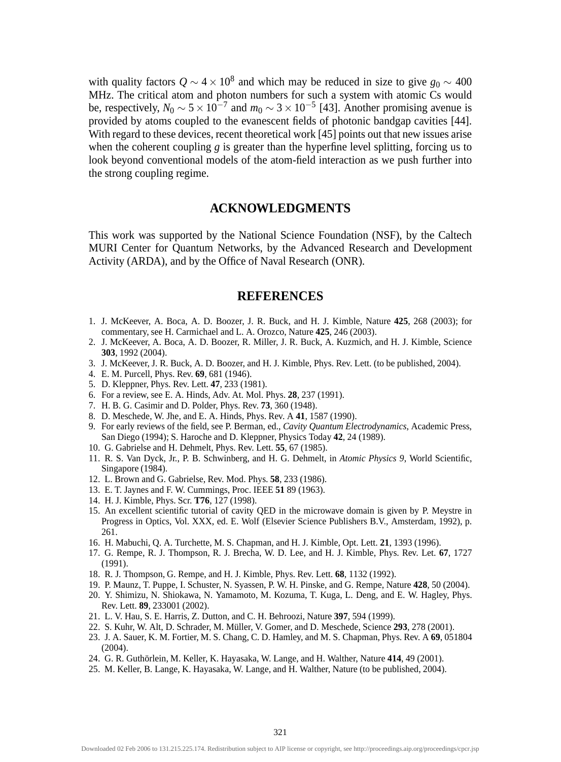with quality factors $Q \sim 4 \times 10^8$ and which may be reduced in size to give $g_0 \sim 400$ MHz. The critical atom and photon numbers for such a system with atomic Cs would be, respectively, $N_0 \sim 5 \times 10^{-7}$ and $m_0 \sim 3 \times 10^{-5}$ [43]. Another promising avenue is provided by atoms coupled to the evanescent fields of photonic bandgap cavities [44]. With regard to these devices, recent theoretical work [45] points out that new issues arise when the coherent coupling $g$ is greater than the hyperfine level splitting, forcing us to look beyond conventional models of the atom-field interaction as we push further into the strong coupling regime.

## ACKNOWLEDGMENTS

This work was supported by the National Science Foundation (NSF), by the Caltech MURI Center for Quantum Networks, by the Advanced Research and Development Activity (ARDA), and by the Office of Naval Research (ONR).

## REFERENCES

1. J. McKeever, A. Boca, A. D. Boozer, J. R. Buck, and H. J. Kimble, Nature **425**, 268 (2003); for commentary, see H. Carmichael and L. A. Orozco, Nature **425**, 246 (2003).
2. J. McKeever, A. Boca, A. D. Boozer, R. Miller, J. R. Buck, A. Kuzmich, and H. J. Kimble, Science **303**, 1992 (2004).
3. J. McKeever, J. R. Buck, A. D. Boozer, and H. J. Kimble, Phys. Rev. Lett. (to be published, 2004).
4. E. M. Purcell, Phys. Rev. **69**, 681 (1946).
5. D. Kleppner, Phys. Rev. Lett. **47**, 233 (1981).
6. For a review, see E. A. Hinds, Adv. At. Mol. Phys. **28**, 237 (1991).
7. H. B. G. Casimir and D. Polder, Phys. Rev. **73**, 360 (1948).
8. D. Meschede, W. Jhe, and E. A. Hinds, Phys. Rev. A **41**, 1587 (1990).
9. For early reviews of the field, see P. Berman, ed., *Cavity Quantum Electrodynamics*, Academic Press, San Diego (1994); S. Haroche and D. Kleppner, Physics Today **42**, 24 (1989).
10. G. Gabrielse and H. Dehmelt, Phys. Rev. Lett. **55**, 67 (1985).
11. R. S. Van Dyck, Jr., P. B. Schwinberg, and H. G. Dehmelt, in *Atomic Physics 9*, World Scientific, Singapore (1984).
12. L. Brown and G. Gabrielse, Rev. Mod. Phys. **58**, 233 (1986).
13. E. T. Jaynes and F. W. Cummings, Proc. IEEE **51** 89 (1963).
14. H. J. Kimble, Phys. Scr. **T76**, 127 (1998).
15. An excellent scientific tutorial of cavity QED in the microwave domain is given by P. Meystre in Progress in Optics, Vol. XXX, ed. E. Wolf (Elsevier Science Publishers B.V., Amsterdam, 1992), p. 261.
16. H. Mabuchi, Q. A. Turchette, M. S. Chapman, and H. J. Kimble, Opt. Lett. **21**, 1393 (1996).
17. G. Rempe, R. J. Thompson, R. J. Brecha, W. D. Lee, and H. J. Kimble, Phys. Rev. Let. **67**, 1727 (1991).
18. R. J. Thompson, G. Rempe, and H. J. Kimble, Phys. Rev. Lett. **68**, 1132 (1992).
19. P. Maunz, T. Puppe, I. Schuster, N. Syassen, P. W. H. Pinske, and G. Rempe, Nature **428**, 50 (2004).
20. Y. Shimizu, N. Shiokawa, N. Yamamoto, M. Kozuma, T. Kuga, L. Deng, and E. W. Hagley, Phys. Rev. Lett. **89**, 233001 (2002).
21. L. V. Hau, S. E. Harris, Z. Dutton, and C. H. Behroozi, Nature **397**, 594 (1999).
22. S. Kuhr, W. Alt, D. Schrader, M. Müller, V. Gomer, and D. Meschede, Science **293**, 278 (2001).
23. J. A. Sauer, K. M. Fortier, M. S. Chang, C. D. Hamley, and M. S. Chapman, Phys. Rev. A **69**, 051804 (2004).
24. G. R. Guthörlein, M. Keller, K. Hayasaka, W. Lange, and H. Walther, Nature **414**, 49 (2001).
25. M. Keller, B. Lange, K. Hayasaka, W. Lange, and H. Walther, Nature (to be published, 2004).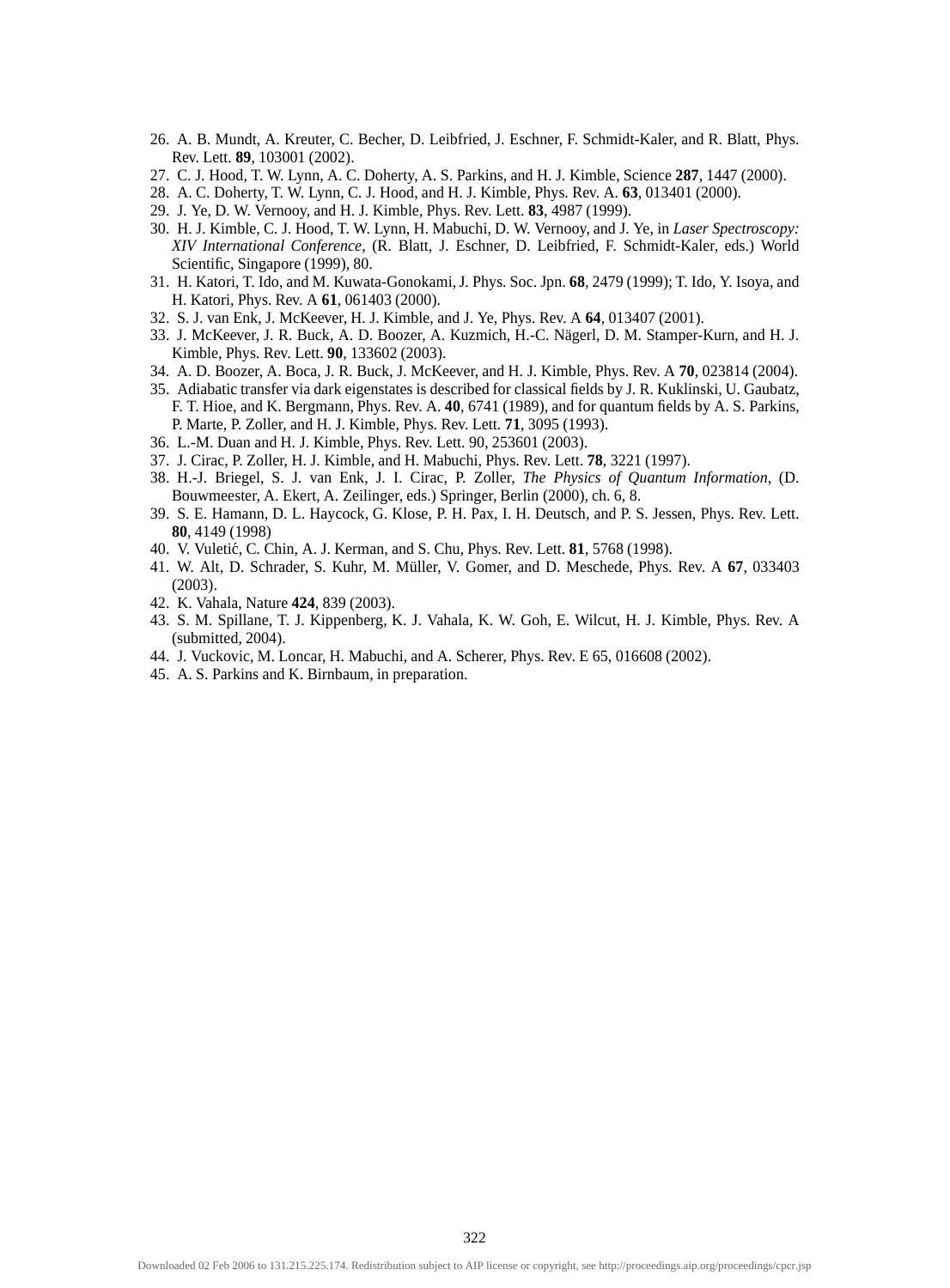26. A. B. Mundt, A. Kreuter, C. Becher, D. Leibfried, J. Eschner, F. Schmidt-Kaler, and R. Blatt, Phys. Rev. Lett. **89**, 103001 (2002).
27. C. J. Hood, T. W. Lynn, A. C. Doherty, A. S. Parkins, and H. J. Kimble, Science **287**, 1447 (2000).
28. A. C. Doherty, T. W. Lynn, C. J. Hood, and H. J. Kimble, Phys. Rev. A. **63**, 013401 (2000).
29. J. Ye, D. W. Vernooy, and H. J. Kimble, Phys. Rev. Lett. **83**, 4987 (1999).
30. H. J. Kimble, C. J. Hood, T. W. Lynn, H. Mabuchi, D. W. Vernooy, and J. Ye, in *Laser Spectroscopy: XIV International Conference*, (R. Blatt, J. Eschner, D. Leibfried, F. Schmidt-Kaler, eds.) World Scientific, Singapore (1999), 80.
31. H. Katori, T. Ido, and M. Kuwata-Gonokami, J. Phys. Soc. Jpn. **68**, 2479 (1999); T. Ido, Y. Isoya, and H. Katori, Phys. Rev. A **61**, 061403 (2000).
32. S. J. van Enk, J. McKeever, H. J. Kimble, and J. Ye, Phys. Rev. A **64**, 013407 (2001).
33. J. McKeever, J. R. Buck, A. D. Boozer, A. Kuzmich, H.-C. Nägerl, D. M. Stamper-Kurn, and H. J. Kimble, Phys. Rev. Lett. **90**, 133602 (2003).
34. A. D. Boozer, A. Boca, J. R. Buck, J. McKeever, and H. J. Kimble, Phys. Rev. A **70**, 023814 (2004).
35. Adiabatic transfer via dark eigenstates is described for classical fields by J. R. Kuklinski, U. Gaubatz, F. T. Hioe, and K. Bergmann, Phys. Rev. A. **40**, 6741 (1989), and for quantum fields by A. S. Parkins, P. Marte, P. Zoller, and H. J. Kimble, Phys. Rev. Lett. **71**, 3095 (1993).
36. L.-M. Duan and H. J. Kimble, Phys. Rev. Lett. 90, 253601 (2003).
37. J. Cirac, P. Zoller, H. J. Kimble, and H. Mabuchi, Phys. Rev. Lett. **78**, 3221 (1997).
38. H.-J. Briegel, S. J. van Enk, J. I. Cirac, P. Zoller, *The Physics of Quantum Information*, (D. Bouwmeester, A. Ekert, A. Zeilinger, eds.) Springer, Berlin (2000), ch. 6, 8.
39. S. E. Hamann, D. L. Haycock, G. Klose, P. H. Pax, I. H. Deutsch, and P. S. Jessen, Phys. Rev. Lett. **80**, 4149 (1998)
40. V. Vuletić, C. Chin, A. J. Kerman, and S. Chu, Phys. Rev. Lett. **81**, 5768 (1998).
41. W. Alt, D. Schrader, S. Kuhr, M. Müller, V. Gomer, and D. Meschede, Phys. Rev. A **67**, 033403 (2003).
42. K. Vahala, Nature **424**, 839 (2003).
43. S. M. Spillane, T. J. Kippenberg, K. J. Vahala, K. W. Goh, E. Wilcut, H. J. Kimble, Phys. Rev. A (submitted, 2004).
44. J. Vuckovic, M. Loncar, H. Mabuchi, and A. Scherer, Phys. Rev. E 65, 016608 (2002).
45. A. S. Parkins and K. Birnbaum, in preparation.